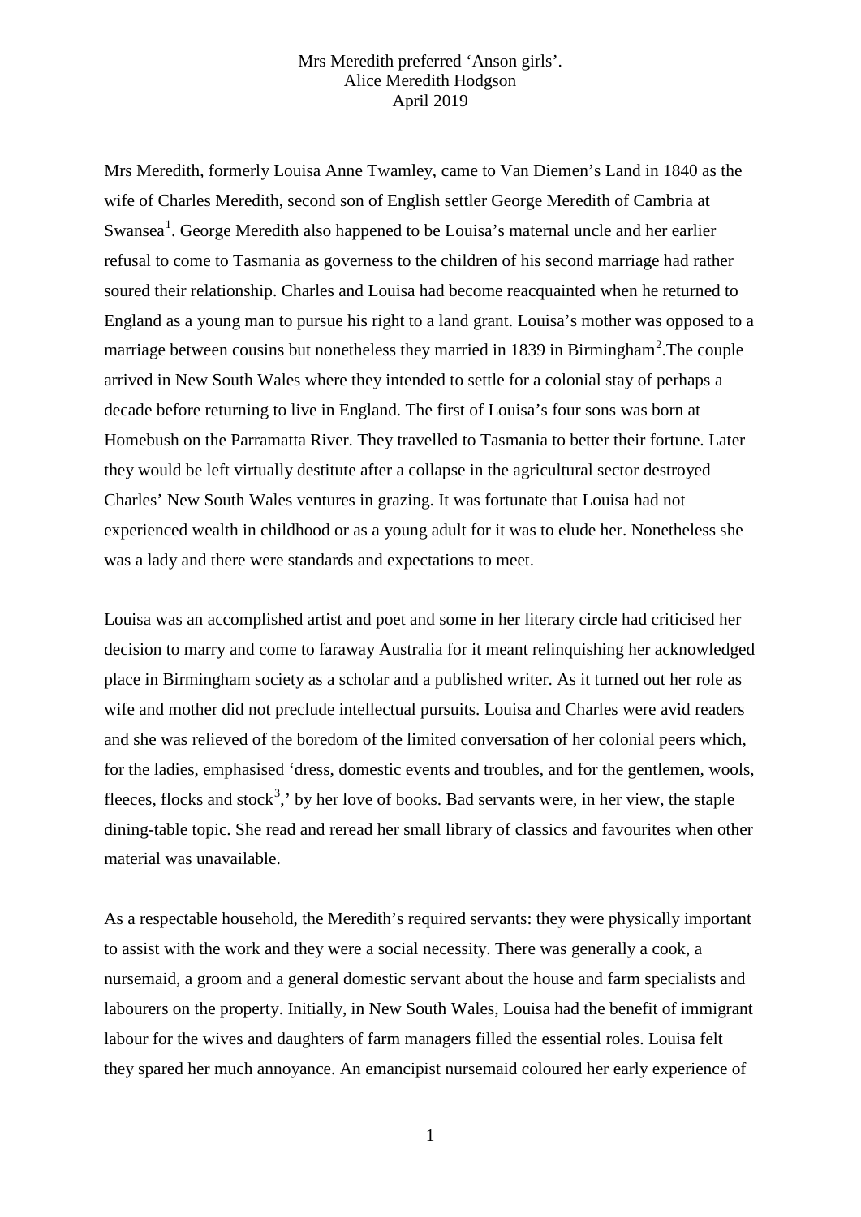# Mrs Meredith preferred 'Anson girls'.

Alice Meredith Hodgson

April 2019

Mrs Meredith, formerly Louisa Anne Twamley, came to Van Diemen's Land in 1840 as the wife of Charles Meredith, second son of English settler George Meredith of Cambria at Swansea[1]. George Meredith also happened to be Louisa's maternal uncle and her earlier refusal to come to Tasmania as governess to the children of his second marriage had rather soured their relationship. Charles and Louisa had become reacquainted when he returned to England as a young man to pursue his right to a land grant. Louisa's mother was opposed to a marriage between cousins but nonetheless they married in 1839 in Birmingham[2].The couple arrived in New South Wales where they intended to settle for a colonial stay of perhaps a decade before returning to live in England. The first of Louisa's four sons was born at Homebush on the Parramatta River. They travelled to Tasmania to better their fortune. Later they would be left virtually destitute after a collapse in the agricultural sector destroyed Charles' New South Wales ventures in grazing. It was fortunate that Louisa had not experienced wealth in childhood or as a young adult for it was to elude her. Nonetheless she was a lady and there were standards and expectations to meet.

Louisa was an accomplished artist and poet and some in her literary circle had criticised her decision to marry and come to faraway Australia for it meant relinquishing her acknowledged place in Birmingham society as a scholar and a published writer. As it turned out her role as wife and mother did not preclude intellectual pursuits. Louisa and Charles were avid readers and she was relieved of the boredom of the limited conversation of her colonial peers which, for the ladies, emphasised 'dress, domestic events and troubles, and for the gentlemen, wools, fleeces, flocks and stock[3],' by her love of books. Bad servants were, in her view, the staple dining-table topic. She read and reread her small library of classics and favourites when other material was unavailable.

As a respectable household, the Meredith's required servants: they were physically important to assist with the work and they were a social necessity. There was generally a cook, a nursemaid, a groom and a general domestic servant about the house and farm specialists and labourers on the property. Initially, in New South Wales, Louisa had the benefit of immigrant labour for the wives and daughters of farm managers filled the essential roles. Louisa felt they spared her much annoyance. An emancipist nursemaid coloured her early experience of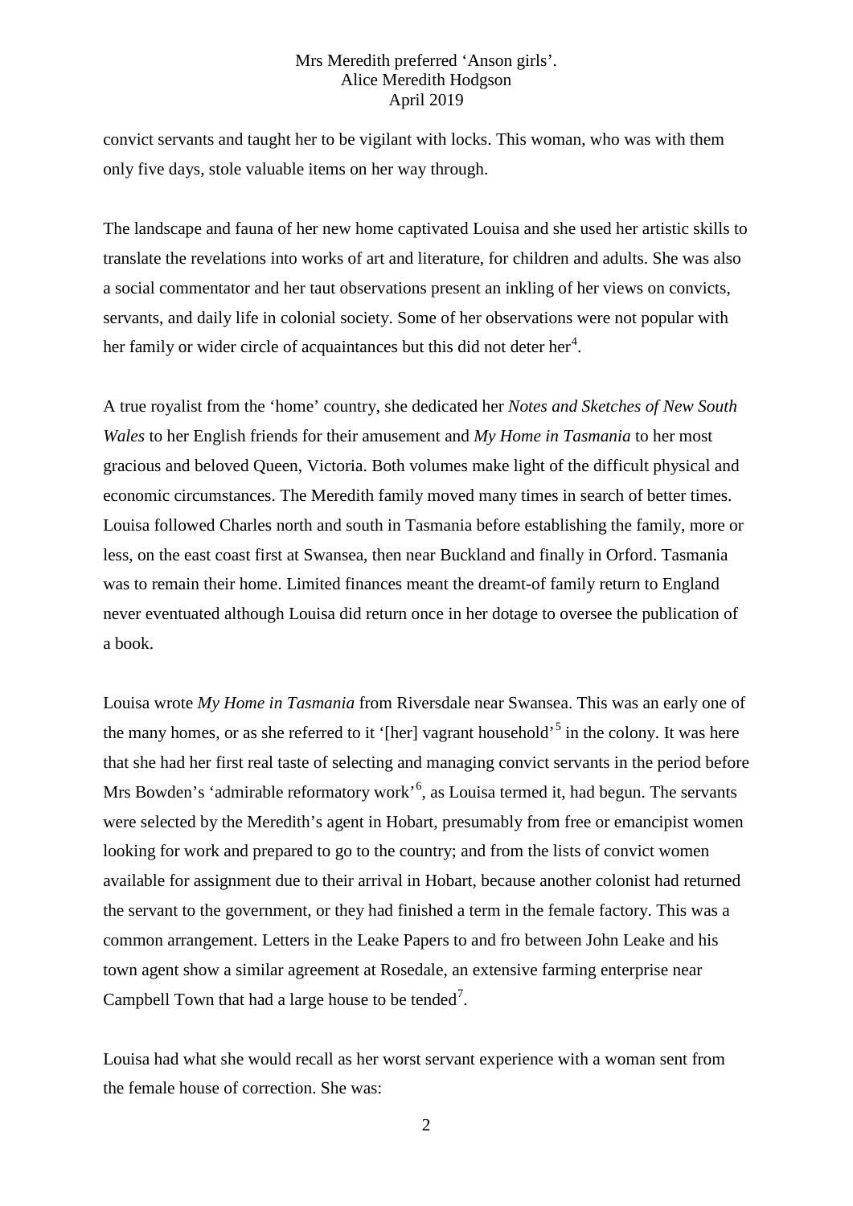convict servants and taught her to be vigilant with locks. This woman, who was with them only five days, stole valuable items on her way through.

The landscape and fauna of her new home captivated Louisa and she used her artistic skills to translate the revelations into works of art and literature, for children and adults. She was also a social commentator and her taut observations present an inkling of her views on convicts, servants, and daily life in colonial society. Some of her observations were not popular with her family or wider circle of acquaintances but this did not deter her[4].

A true royalist from the 'home' country, she dedicated her *Notes and Sketches of New South Wales* to her English friends for their amusement and *My Home in Tasmania* to her most gracious and beloved Queen, Victoria. Both volumes make light of the difficult physical and economic circumstances. The Meredith family moved many times in search of better times. Louisa followed Charles north and south in Tasmania before establishing the family, more or less, on the east coast first at Swansea, then near Buckland and finally in Orford. Tasmania was to remain their home. Limited finances meant the dreamt-of family return to England never eventuated although Louisa did return once in her dotage to oversee the publication of a book.

Louisa wrote *My Home in Tasmania* from Riversdale near Swansea. This was an early one of the many homes, or as she referred to it '[her] vagrant household'[5] in the colony. It was here that she had her first real taste of selecting and managing convict servants in the period before Mrs Bowden's 'admirable reformatory work'[6], as Louisa termed it, had begun. The servants were selected by the Meredith's agent in Hobart, presumably from free or emancipist women looking for work and prepared to go to the country; and from the lists of convict women available for assignment due to their arrival in Hobart, because another colonist had returned the servant to the government, or they had finished a term in the female factory. This was a common arrangement. Letters in the Leake Papers to and fro between John Leake and his town agent show a similar agreement at Rosedale, an extensive farming enterprise near Campbell Town that had a large house to be tended[7].

Louisa had what she would recall as her worst servant experience with a woman sent from the female house of correction. She was: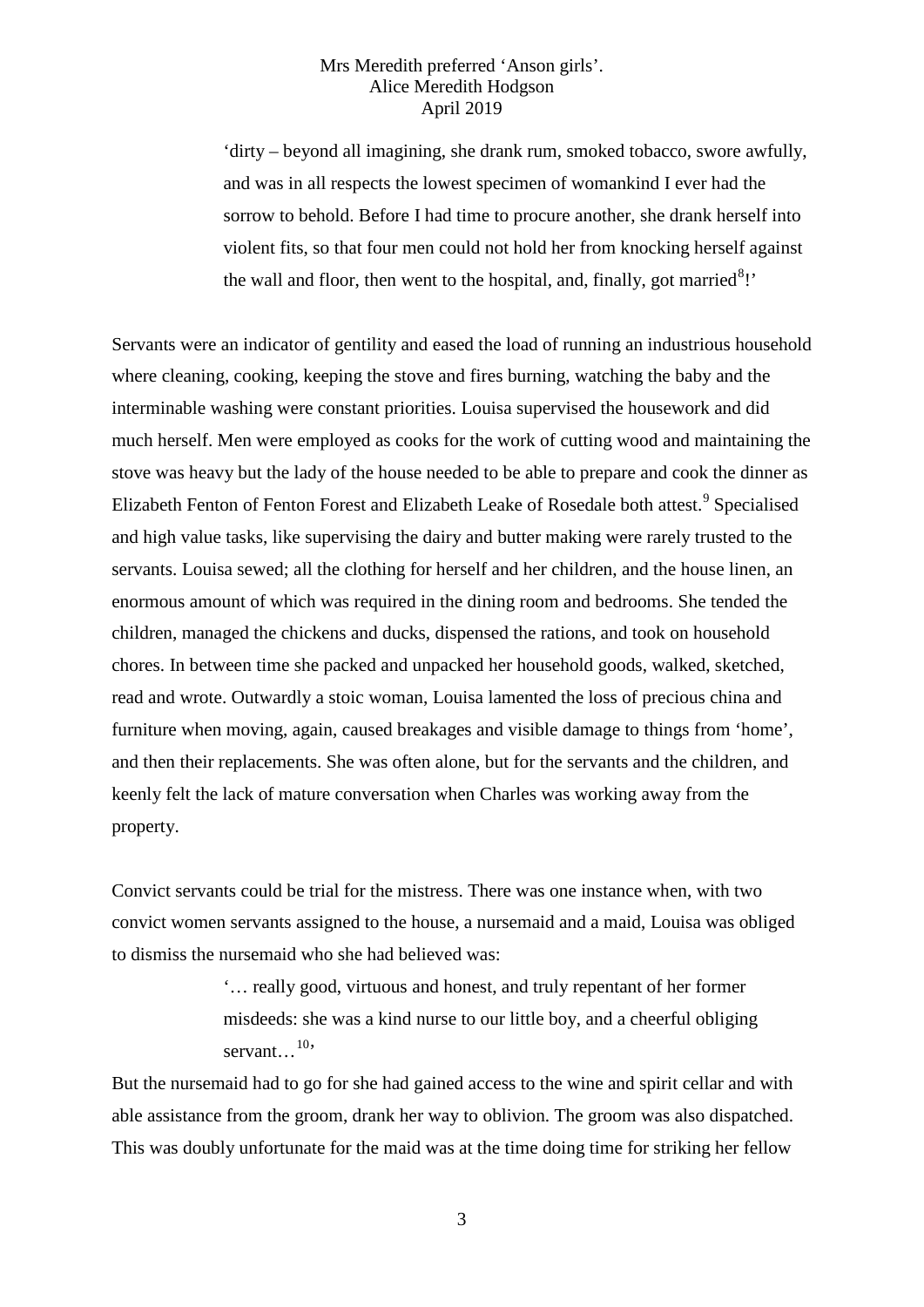> 'dirty – beyond all imagining, she drank rum, smoked tobacco, swore awfully, and was in all respects the lowest specimen of womankind I ever had the sorrow to behold. Before I had time to procure another, she drank herself into violent fits, so that four men could not hold her from knocking herself against the wall and floor, then went to the hospital, and, finally, got married[8]!'

Servants were an indicator of gentility and eased the load of running an industrious household where cleaning, cooking, keeping the stove and fires burning, watching the baby and the interminable washing were constant priorities. Louisa supervised the housework and did much herself. Men were employed as cooks for the work of cutting wood and maintaining the stove was heavy but the lady of the house needed to be able to prepare and cook the dinner as Elizabeth Fenton of Fenton Forest and Elizabeth Leake of Rosedale both attest.[9] Specialised and high value tasks, like supervising the dairy and butter making were rarely trusted to the servants. Louisa sewed; all the clothing for herself and her children, and the house linen, an enormous amount of which was required in the dining room and bedrooms. She tended the children, managed the chickens and ducks, dispensed the rations, and took on household chores. In between time she packed and unpacked her household goods, walked, sketched, read and wrote. Outwardly a stoic woman, Louisa lamented the loss of precious china and furniture when moving, again, caused breakages and visible damage to things from 'home', and then their replacements. She was often alone, but for the servants and the children, and keenly felt the lack of mature conversation when Charles was working away from the property.

Convict servants could be trial for the mistress. There was one instance when, with two convict women servants assigned to the house, a nursemaid and a maid, Louisa was obliged to dismiss the nursemaid who she had believed was:

> '… really good, virtuous and honest, and truly repentant of her former misdeeds: she was a kind nurse to our little boy, and a cheerful obliging servant…[10]'

But the nursemaid had to go for she had gained access to the wine and spirit cellar and with able assistance from the groom, drank her way to oblivion. The groom was also dispatched. This was doubly unfortunate for the maid was at the time doing time for striking her fellow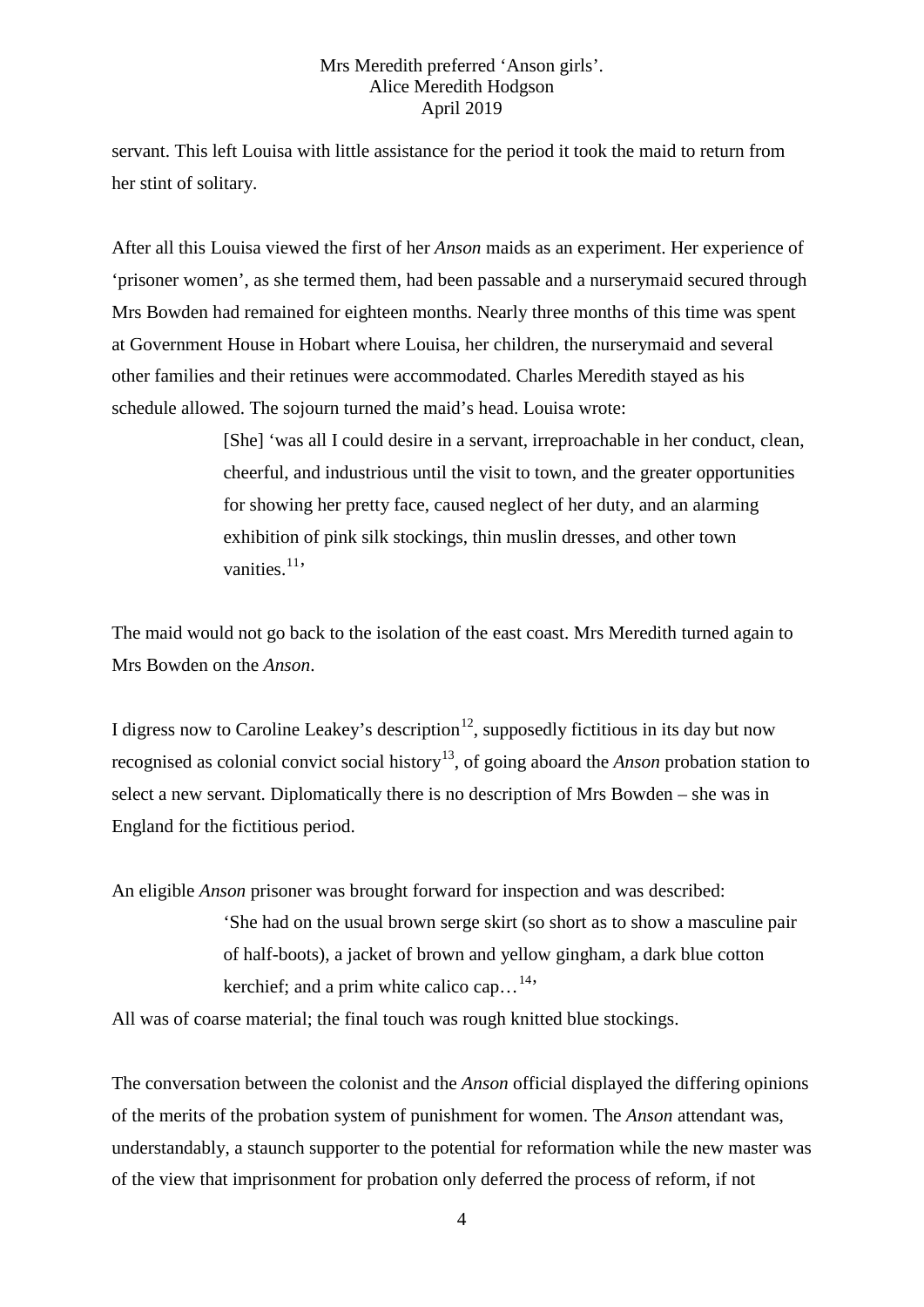servant. This left Louisa with little assistance for the period it took the maid to return from her stint of solitary.

After all this Louisa viewed the first of her *Anson* maids as an experiment. Her experience of 'prisoner women', as she termed them, had been passable and a nurserymaid secured through Mrs Bowden had remained for eighteen months. Nearly three months of this time was spent at Government House in Hobart where Louisa, her children, the nurserymaid and several other families and their retinues were accommodated. Charles Meredith stayed as his schedule allowed. The sojourn turned the maid's head. Louisa wrote:

> [She] 'was all I could desire in a servant, irreproachable in her conduct, clean, cheerful, and industrious until the visit to town, and the greater opportunities for showing her pretty face, caused neglect of her duty, and an alarming exhibition of pink silk stockings, thin muslin dresses, and other town vanities.[11]'

The maid would not go back to the isolation of the east coast. Mrs Meredith turned again to Mrs Bowden on the *Anson*.

I digress now to Caroline Leakey's description[12], supposedly fictitious in its day but now recognised as colonial convict social history[13], of going aboard the *Anson* probation station to select a new servant. Diplomatically there is no description of Mrs Bowden – she was in England for the fictitious period.

An eligible *Anson* prisoner was brought forward for inspection and was described:

> 'She had on the usual brown serge skirt (so short as to show a masculine pair of half-boots), a jacket of brown and yellow gingham, a dark blue cotton kerchief; and a prim white calico cap…[14]'

All was of coarse material; the final touch was rough knitted blue stockings.

The conversation between the colonist and the *Anson* official displayed the differing opinions of the merits of the probation system of punishment for women. The *Anson* attendant was, understandably, a staunch supporter to the potential for reformation while the new master was of the view that imprisonment for probation only deferred the process of reform, if not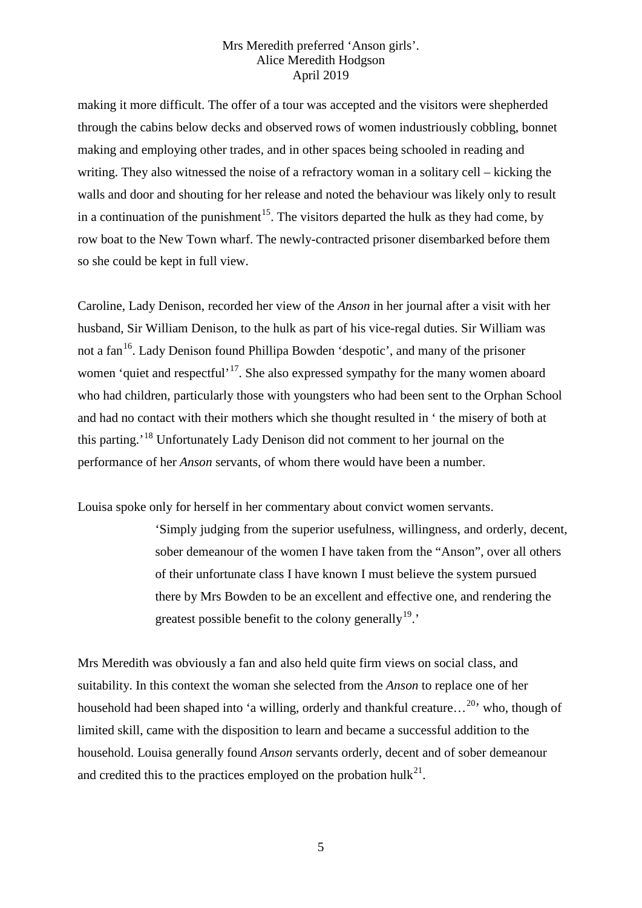making it more difficult. The offer of a tour was accepted and the visitors were shepherded through the cabins below decks and observed rows of women industriously cobbling, bonnet making and employing other trades, and in other spaces being schooled in reading and writing. They also witnessed the noise of a refractory woman in a solitary cell – kicking the walls and door and shouting for her release and noted the behaviour was likely only to result in a continuation of the punishment[15]. The visitors departed the hulk as they had come, by row boat to the New Town wharf. The newly-contracted prisoner disembarked before them so she could be kept in full view.

Caroline, Lady Denison, recorded her view of the *Anson* in her journal after a visit with her husband, Sir William Denison, to the hulk as part of his vice-regal duties. Sir William was not a fan[16]. Lady Denison found Phillipa Bowden 'despotic', and many of the prisoner women 'quiet and respectful'[17]. She also expressed sympathy for the many women aboard who had children, particularly those with youngsters who had been sent to the Orphan School and had no contact with their mothers which she thought resulted in ' the misery of both at this parting.'[18] Unfortunately Lady Denison did not comment to her journal on the performance of her *Anson* servants, of whom there would have been a number.

Louisa spoke only for herself in her commentary about convict women servants.

> 'Simply judging from the superior usefulness, willingness, and orderly, decent, sober demeanour of the women I have taken from the "Anson", over all others of their unfortunate class I have known I must believe the system pursued there by Mrs Bowden to be an excellent and effective one, and rendering the greatest possible benefit to the colony generally[19].'

Mrs Meredith was obviously a fan and also held quite firm views on social class, and suitability. In this context the woman she selected from the *Anson* to replace one of her household had been shaped into 'a willing, orderly and thankful creature…[20]' who, though of limited skill, came with the disposition to learn and became a successful addition to the household. Louisa generally found *Anson* servants orderly, decent and of sober demeanour and credited this to the practices employed on the probation hulk[21].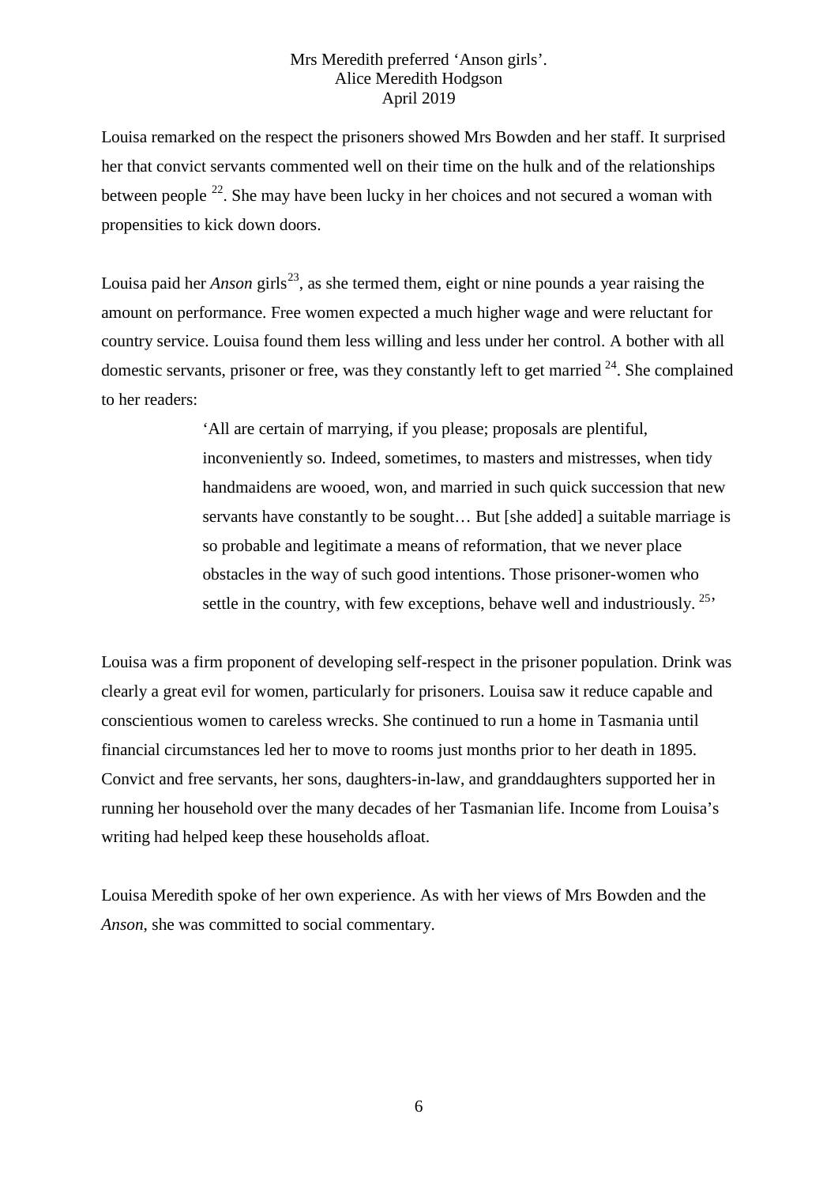Louisa remarked on the respect the prisoners showed Mrs Bowden and her staff. It surprised her that convict servants commented well on their time on the hulk and of the relationships between people [22]. She may have been lucky in her choices and not secured a woman with propensities to kick down doors.

Louisa paid her *Anson* girls[23], as she termed them, eight or nine pounds a year raising the amount on performance. Free women expected a much higher wage and were reluctant for country service. Louisa found them less willing and less under her control. A bother with all domestic servants, prisoner or free, was they constantly left to get married [24]. She complained to her readers:

> 'All are certain of marrying, if you please; proposals are plentiful, inconveniently so. Indeed, sometimes, to masters and mistresses, when tidy handmaidens are wooed, won, and married in such quick succession that new servants have constantly to be sought… But [she added] a suitable marriage is so probable and legitimate a means of reformation, that we never place obstacles in the way of such good intentions. Those prisoner-women who settle in the country, with few exceptions, behave well and industriously. [25]'

Louisa was a firm proponent of developing self-respect in the prisoner population. Drink was clearly a great evil for women, particularly for prisoners. Louisa saw it reduce capable and conscientious women to careless wrecks. She continued to run a home in Tasmania until financial circumstances led her to move to rooms just months prior to her death in 1895. Convict and free servants, her sons, daughters-in-law, and granddaughters supported her in running her household over the many decades of her Tasmanian life. Income from Louisa's writing had helped keep these households afloat.

Louisa Meredith spoke of her own experience. As with her views of Mrs Bowden and the *Anson*, she was committed to social commentary.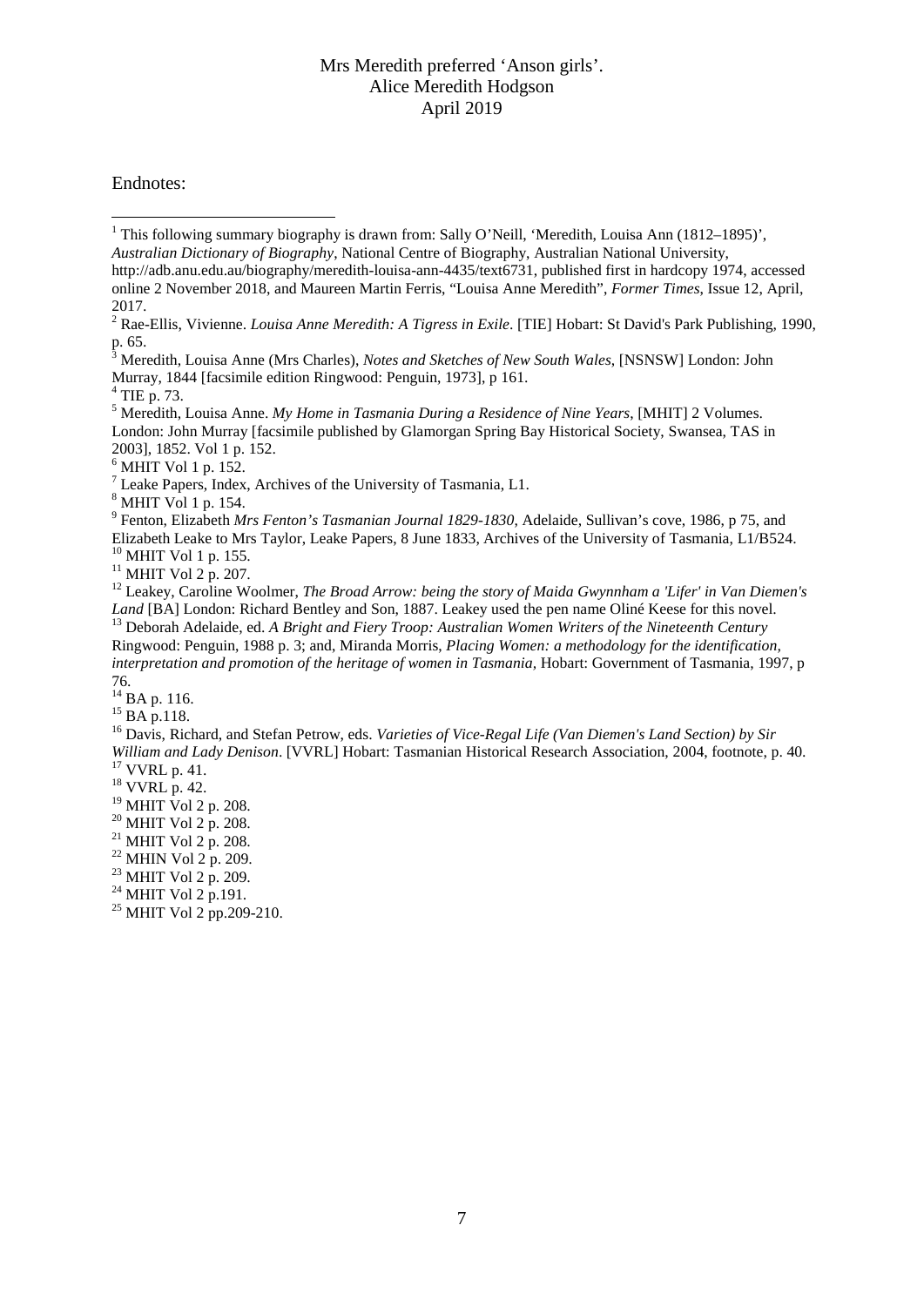Mrs Meredith preferred 'Anson girls'.
Alice Meredith Hodgson
April 2019

Endnotes:

[1] This following summary biography is drawn from: Sally O'Neill, 'Meredith, Louisa Ann (1812–1895)', *Australian Dictionary of Biography*, National Centre of Biography, Australian National University, http://adb.anu.edu.au/biography/meredith-louisa-ann-4435/text6731, published first in hardcopy 1974, accessed online 2 November 2018, and Maureen Martin Ferris, "Louisa Anne Meredith", *Former Times*, Issue 12, April, 2017.

[2] Rae-Ellis, Vivienne. *Louisa Anne Meredith: A Tigress in Exile*. [TIE] Hobart: St David's Park Publishing, 1990, p. 65.

[3] Meredith, Louisa Anne (Mrs Charles), *Notes and Sketches of New South Wales*, [NSNSW] London: John Murray, 1844 [facsimile edition Ringwood: Penguin, 1973], p 161.

[4] TIE p. 73.

[5] Meredith, Louisa Anne. *My Home in Tasmania During a Residence of Nine Years*, [MHIT] 2 Volumes. London: John Murray [facsimile published by Glamorgan Spring Bay Historical Society, Swansea, TAS in 2003], 1852. Vol 1 p. 152.

[6] MHIT Vol 1 p. 152.

[7] Leake Papers, Index, Archives of the University of Tasmania, L1.

[8] MHIT Vol 1 p. 154.

[9] Fenton, Elizabeth *Mrs Fenton's Tasmanian Journal 1829-1830*, Adelaide, Sullivan's cove, 1986, p 75, and Elizabeth Leake to Mrs Taylor, Leake Papers, 8 June 1833, Archives of the University of Tasmania, L1/B524.

[10] MHIT Vol 1 p. 155.

[11] MHIT Vol 2 p. 207.

[12] Leakey, Caroline Woolmer, *The Broad Arrow: being the story of Maida Gwynnham a 'Lifer' in Van Diemen's Land* [BA] London: Richard Bentley and Son, 1887. Leakey used the pen name Oliné Keese for this novel.

[13] Deborah Adelaide, ed. *A Bright and Fiery Troop: Australian Women Writers of the Nineteenth Century* Ringwood: Penguin, 1988 p. 3; and, Miranda Morris, *Placing Women: a methodology for the identification, interpretation and promotion of the heritage of women in Tasmania*, Hobart: Government of Tasmania, 1997, p 76.

[14] BA p. 116.

[15] BA p.118.

[16] Davis, Richard, and Stefan Petrow, eds. *Varieties of Vice-Regal Life (Van Diemen's Land Section) by Sir William and Lady Denison*. [VVRL] Hobart: Tasmanian Historical Research Association, 2004, footnote, p. 40.

[17] VVRL p. 41.

[18] VVRL p. 42.

[19] MHIT Vol 2 p. 208.

[20] MHIT Vol 2 p. 208.

[21] MHIT Vol 2 p. 208.

[22] MHIN Vol 2 p. 209.

[23] MHIT Vol 2 p. 209.

[24] MHIT Vol 2 p.191.

[25] MHIT Vol 2 pp.209-210.